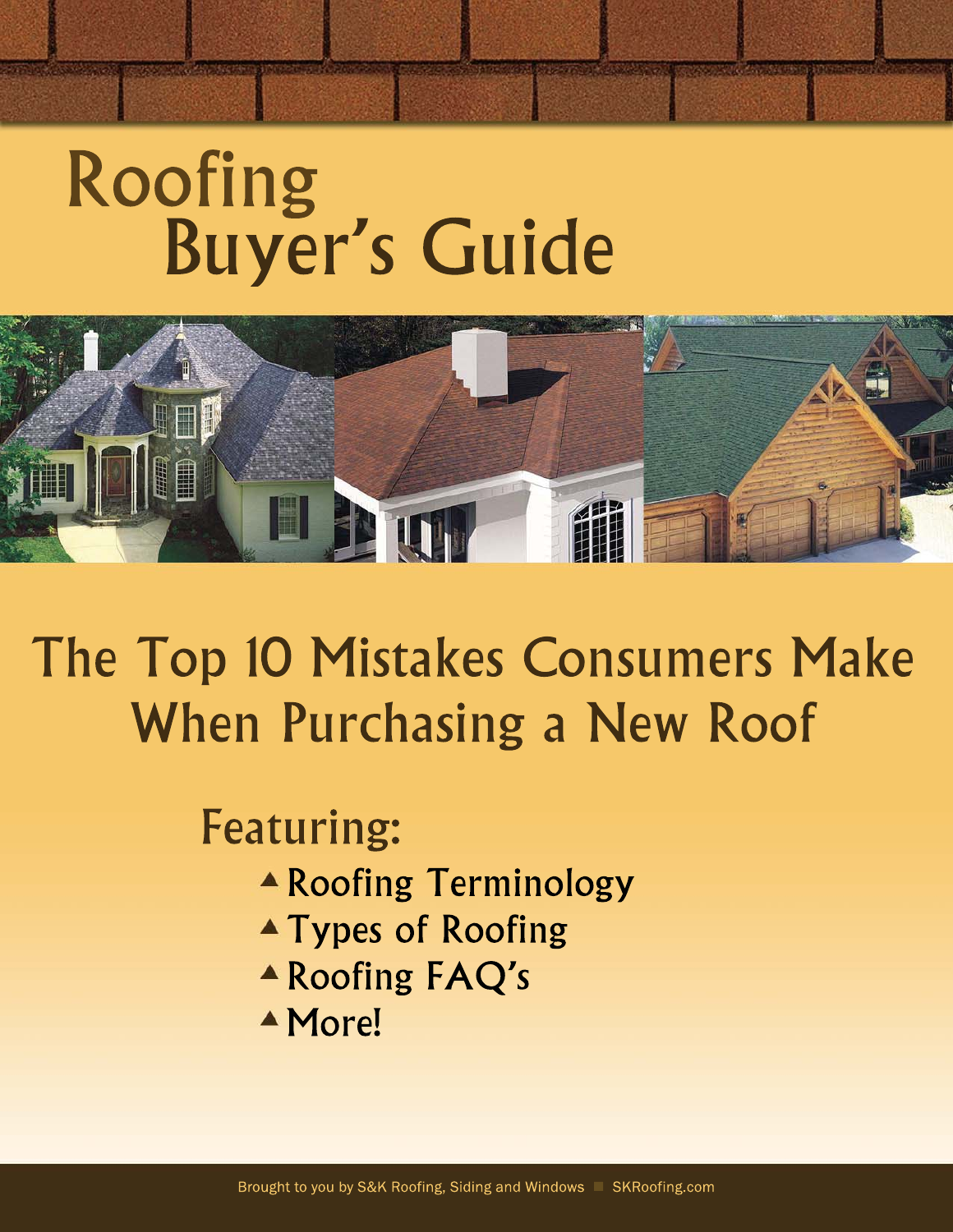# Roofing Buyer's Guide

## The Top 10 Mistakes Consumers Make When Purchasing a New Roof

### Featuring:

- Roofing Terminology
- Types of Roofing
- Roofing FAQ's
- More!

Brought to you by S&K Roofing, Siding and Windows ■ SKRoofing.com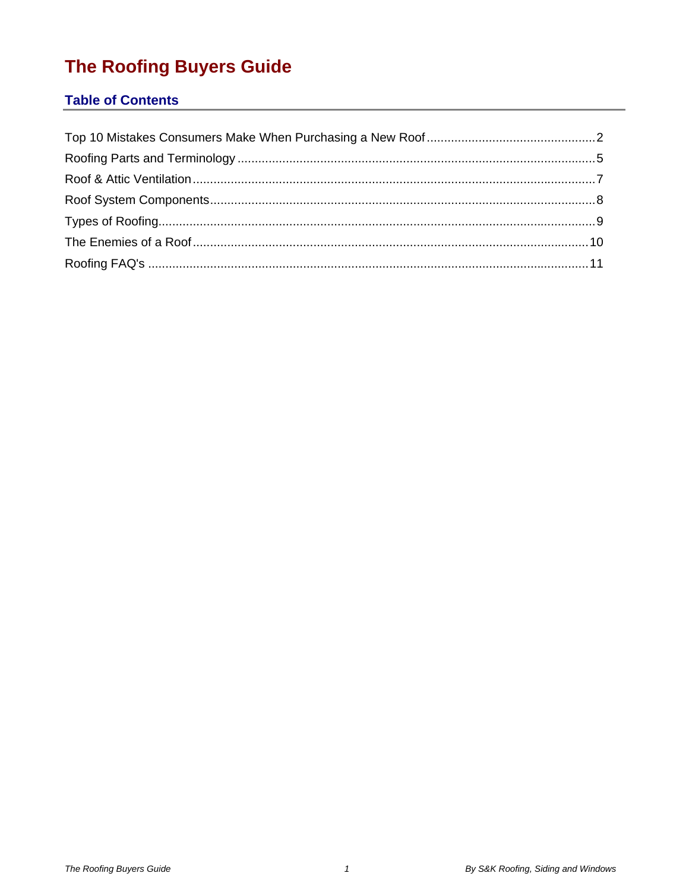# The Roofing Buyers Guide

## Table of Contents

Top 10 Mistakes Consumers Make When Purchasing a New Roof ........ 2
Roofing Parts and Terminology ........ 5
Roof & Attic Ventilation ........ 7
Roof System Components ........ 8
Types of Roofing ........ 9
The Enemies of a Roof ........ 10
Roofing FAQ's ........ 11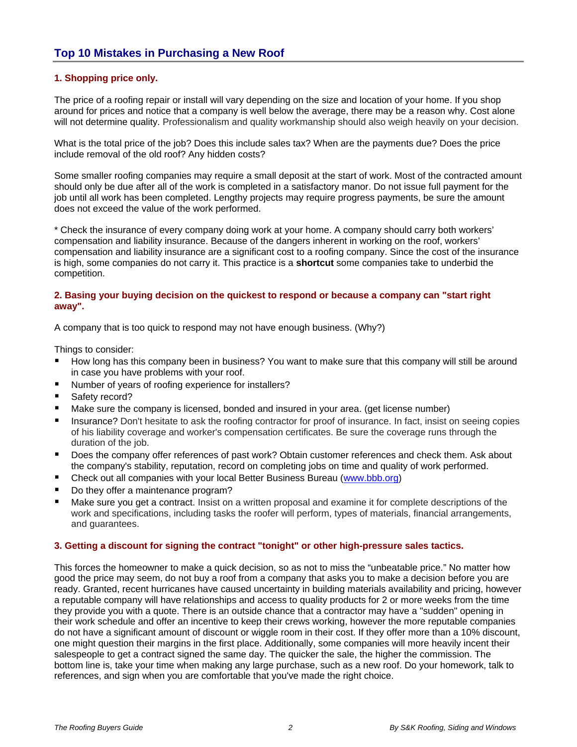## Top 10 Mistakes in Purchasing a New Roof

### 1. Shopping price only.

The price of a roofing repair or install will vary depending on the size and location of your home. If you shop around for prices and notice that a company is well below the average, there may be a reason why. Cost alone will not determine quality. Professionalism and quality workmanship should also weigh heavily on your decision.

What is the total price of the job? Does this include sales tax? When are the payments due? Does the price include removal of the old roof? Any hidden costs?

Some smaller roofing companies may require a small deposit at the start of work. Most of the contracted amount should only be due after all of the work is completed in a satisfactory manor. Do not issue full payment for the job until all work has been completed. Lengthy projects may require progress payments, be sure the amount does not exceed the value of the work performed.

* Check the insurance of every company doing work at your home. A company should carry both workers' compensation and liability insurance. Because of the dangers inherent in working on the roof, workers' compensation and liability insurance are a significant cost to a roofing company. Since the cost of the insurance is high, some companies do not carry it. This practice is a **shortcut** some companies take to underbid the competition.

### 2. Basing your buying decision on the quickest to respond or because a company can "start right away".

A company that is too quick to respond may not have enough business. (Why?)

Things to consider:

- How long has this company been in business? You want to make sure that this company will still be around in case you have problems with your roof.
- Number of years of roofing experience for installers?
- Safety record?
- Make sure the company is licensed, bonded and insured in your area. (get license number)
- Insurance? Don't hesitate to ask the roofing contractor for proof of insurance. In fact, insist on seeing copies of his liability coverage and worker's compensation certificates. Be sure the coverage runs through the duration of the job.
- Does the company offer references of past work? Obtain customer references and check them. Ask about the company's stability, reputation, record on completing jobs on time and quality of work performed.
- Check out all companies with your local Better Business Bureau (www.bbb.org)
- Do they offer a maintenance program?
- Make sure you get a contract. Insist on a written proposal and examine it for complete descriptions of the work and specifications, including tasks the roofer will perform, types of materials, financial arrangements, and guarantees.

### 3. Getting a discount for signing the contract "tonight" or other high-pressure sales tactics.

This forces the homeowner to make a quick decision, so as not to miss the "unbeatable price." No matter how good the price may seem, do not buy a roof from a company that asks you to make a decision before you are ready. Granted, recent hurricanes have caused uncertainty in building materials availability and pricing, however a reputable company will have relationships and access to quality products for 2 or more weeks from the time they provide you with a quote. There is an outside chance that a contractor may have a "sudden" opening in their work schedule and offer an incentive to keep their crews working, however the more reputable companies do not have a significant amount of discount or wiggle room in their cost. If they offer more than a 10% discount, one might question their margins in the first place. Additionally, some companies will more heavily incent their salespeople to get a contract signed the same day. The quicker the sale, the higher the commission. The bottom line is, take your time when making any large purchase, such as a new roof. Do your homework, talk to references, and sign when you are comfortable that you've made the right choice.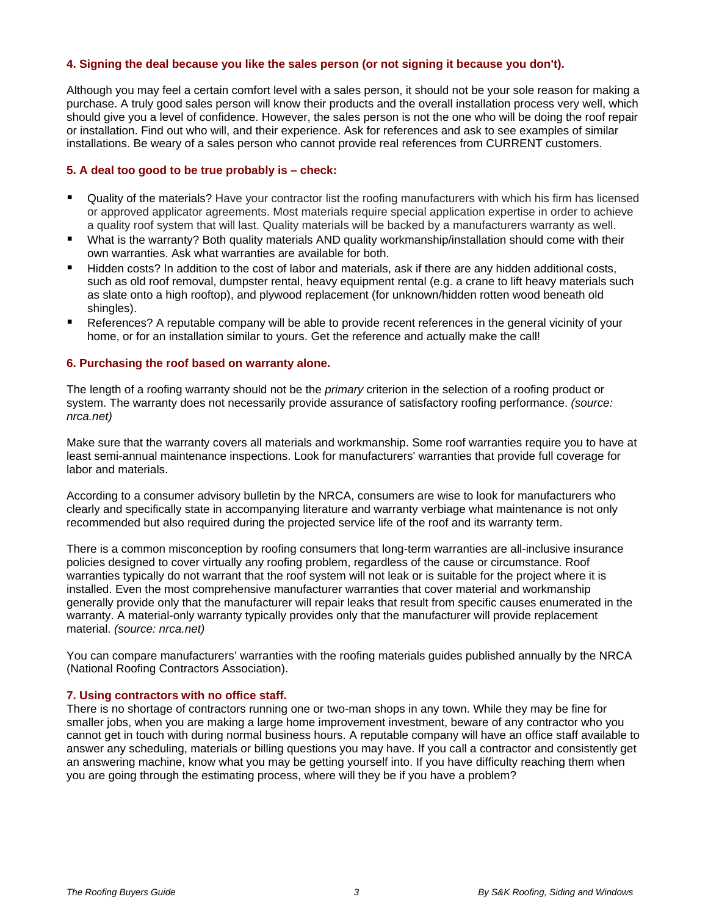### 4. Signing the deal because you like the sales person (or not signing it because you don't).

Although you may feel a certain comfort level with a sales person, it should not be your sole reason for making a purchase. A truly good sales person will know their products and the overall installation process very well, which should give you a level of confidence. However, the sales person is not the one who will be doing the roof repair or installation. Find out who will, and their experience. Ask for references and ask to see examples of similar installations. Be weary of a sales person who cannot provide real references from CURRENT customers.

### 5. A deal too good to be true probably is – check:

- Quality of the materials? Have your contractor list the roofing manufacturers with which his firm has licensed or approved applicator agreements. Most materials require special application expertise in order to achieve a quality roof system that will last. Quality materials will be backed by a manufacturers warranty as well.
- What is the warranty? Both quality materials AND quality workmanship/installation should come with their own warranties. Ask what warranties are available for both.
- Hidden costs? In addition to the cost of labor and materials, ask if there are any hidden additional costs, such as old roof removal, dumpster rental, heavy equipment rental (e.g. a crane to lift heavy materials such as slate onto a high rooftop), and plywood replacement (for unknown/hidden rotten wood beneath old shingles).
- References? A reputable company will be able to provide recent references in the general vicinity of your home, or for an installation similar to yours. Get the reference and actually make the call!

### 6. Purchasing the roof based on warranty alone.

The length of a roofing warranty should not be the *primary* criterion in the selection of a roofing product or system. The warranty does not necessarily provide assurance of satisfactory roofing performance. *(source: nrca.net)*

Make sure that the warranty covers all materials and workmanship. Some roof warranties require you to have at least semi-annual maintenance inspections. Look for manufacturers' warranties that provide full coverage for labor and materials.

According to a consumer advisory bulletin by the NRCA, consumers are wise to look for manufacturers who clearly and specifically state in accompanying literature and warranty verbiage what maintenance is not only recommended but also required during the projected service life of the roof and its warranty term.

There is a common misconception by roofing consumers that long-term warranties are all-inclusive insurance policies designed to cover virtually any roofing problem, regardless of the cause or circumstance. Roof warranties typically do not warrant that the roof system will not leak or is suitable for the project where it is installed. Even the most comprehensive manufacturer warranties that cover material and workmanship generally provide only that the manufacturer will repair leaks that result from specific causes enumerated in the warranty. A material-only warranty typically provides only that the manufacturer will provide replacement material. *(source: nrca.net)*

You can compare manufacturers' warranties with the roofing materials guides published annually by the NRCA (National Roofing Contractors Association).

### 7. Using contractors with no office staff.

There is no shortage of contractors running one or two-man shops in any town. While they may be fine for smaller jobs, when you are making a large home improvement investment, beware of any contractor who you cannot get in touch with during normal business hours. A reputable company will have an office staff available to answer any scheduling, materials or billing questions you may have. If you call a contractor and consistently get an answering machine, know what you may be getting yourself into. If you have difficulty reaching them when you are going through the estimating process, where will they be if you have a problem?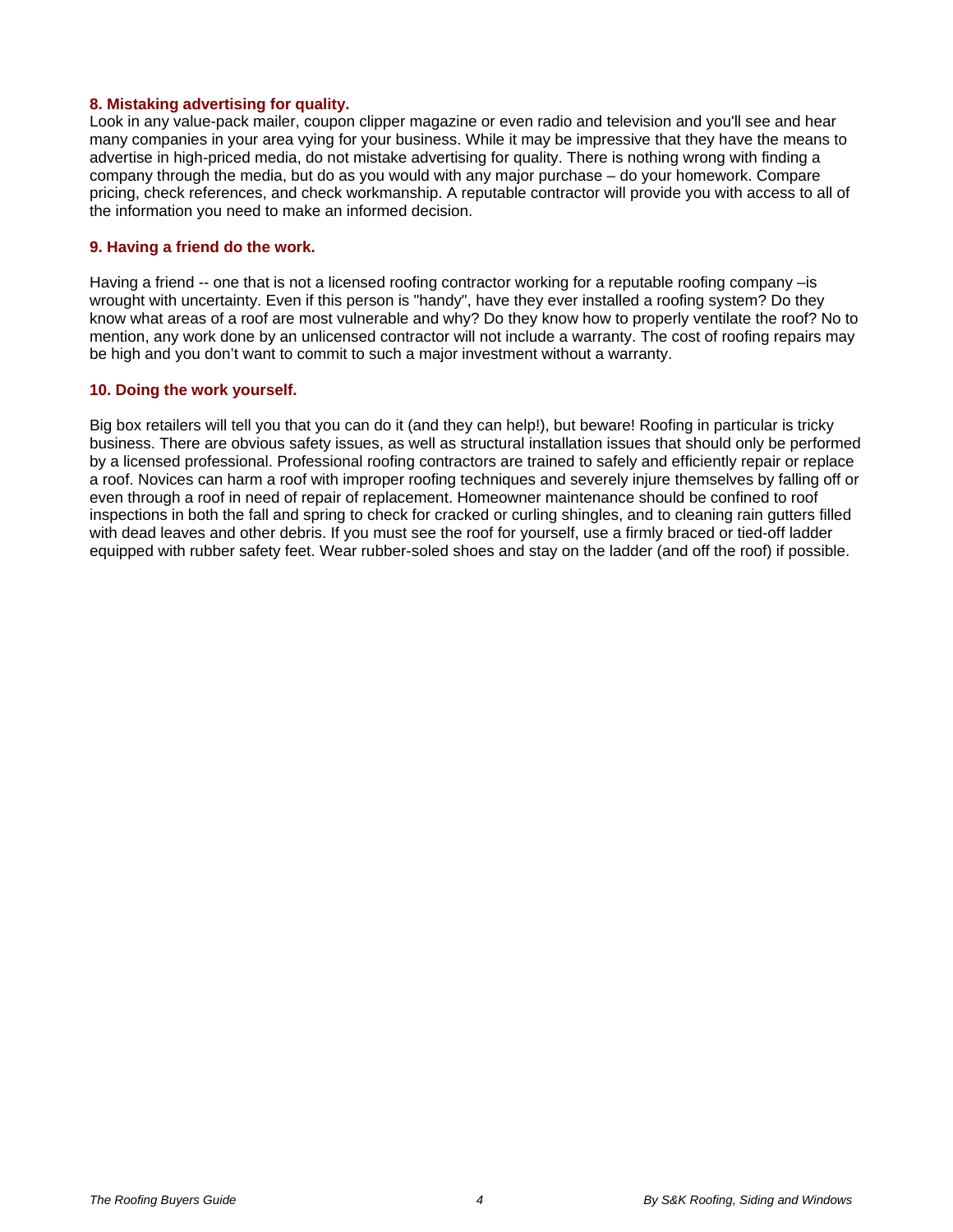### 8. Mistaking advertising for quality.

Look in any value-pack mailer, coupon clipper magazine or even radio and television and you'll see and hear many companies in your area vying for your business. While it may be impressive that they have the means to advertise in high-priced media, do not mistake advertising for quality. There is nothing wrong with finding a company through the media, but do as you would with any major purchase – do your homework. Compare pricing, check references, and check workmanship. A reputable contractor will provide you with access to all of the information you need to make an informed decision.

### 9. Having a friend do the work.

Having a friend -- one that is not a licensed roofing contractor working for a reputable roofing company –is wrought with uncertainty. Even if this person is "handy", have they ever installed a roofing system? Do they know what areas of a roof are most vulnerable and why? Do they know how to properly ventilate the roof? No to mention, any work done by an unlicensed contractor will not include a warranty. The cost of roofing repairs may be high and you don't want to commit to such a major investment without a warranty.

### 10. Doing the work yourself.

Big box retailers will tell you that you can do it (and they can help!), but beware! Roofing in particular is tricky business. There are obvious safety issues, as well as structural installation issues that should only be performed by a licensed professional. Professional roofing contractors are trained to safely and efficiently repair or replace a roof. Novices can harm a roof with improper roofing techniques and severely injure themselves by falling off or even through a roof in need of repair of replacement. Homeowner maintenance should be confined to roof inspections in both the fall and spring to check for cracked or curling shingles, and to cleaning rain gutters filled with dead leaves and other debris. If you must see the roof for yourself, use a firmly braced or tied-off ladder equipped with rubber safety feet. Wear rubber-soled shoes and stay on the ladder (and off the roof) if possible.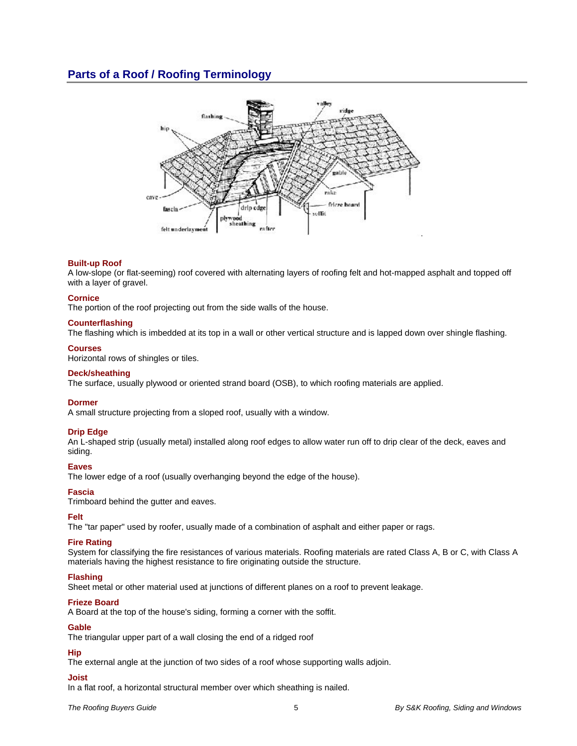## Parts of a Roof / Roofing Terminology

**Built-up Roof**
A low-slope (or flat-seeming) roof covered with alternating layers of roofing felt and hot-mapped asphalt and topped off with a layer of gravel.

**Cornice**
The portion of the roof projecting out from the side walls of the house.

**Counterflashing**
The flashing which is imbedded at its top in a wall or other vertical structure and is lapped down over shingle flashing.

**Courses**
Horizontal rows of shingles or tiles.

**Deck/sheathing**
The surface, usually plywood or oriented strand board (OSB), to which roofing materials are applied.

**Dormer**
A small structure projecting from a sloped roof, usually with a window.

**Drip Edge**
An L-shaped strip (usually metal) installed along roof edges to allow water run off to drip clear of the deck, eaves and siding.

**Eaves**
The lower edge of a roof (usually overhanging beyond the edge of the house).

**Fascia**
Trimboard behind the gutter and eaves.

**Felt**
The "tar paper" used by roofer, usually made of a combination of asphalt and either paper or rags.

**Fire Rating**
System for classifying the fire resistances of various materials. Roofing materials are rated Class A, B or C, with Class A materials having the highest resistance to fire originating outside the structure.

**Flashing**
Sheet metal or other material used at junctions of different planes on a roof to prevent leakage.

**Frieze Board**
A Board at the top of the house's siding, forming a corner with the soffit.

**Gable**
The triangular upper part of a wall closing the end of a ridged roof

**Hip**
The external angle at the junction of two sides of a roof whose supporting walls adjoin.

**Joist**
In a flat roof, a horizontal structural member over which sheathing is nailed.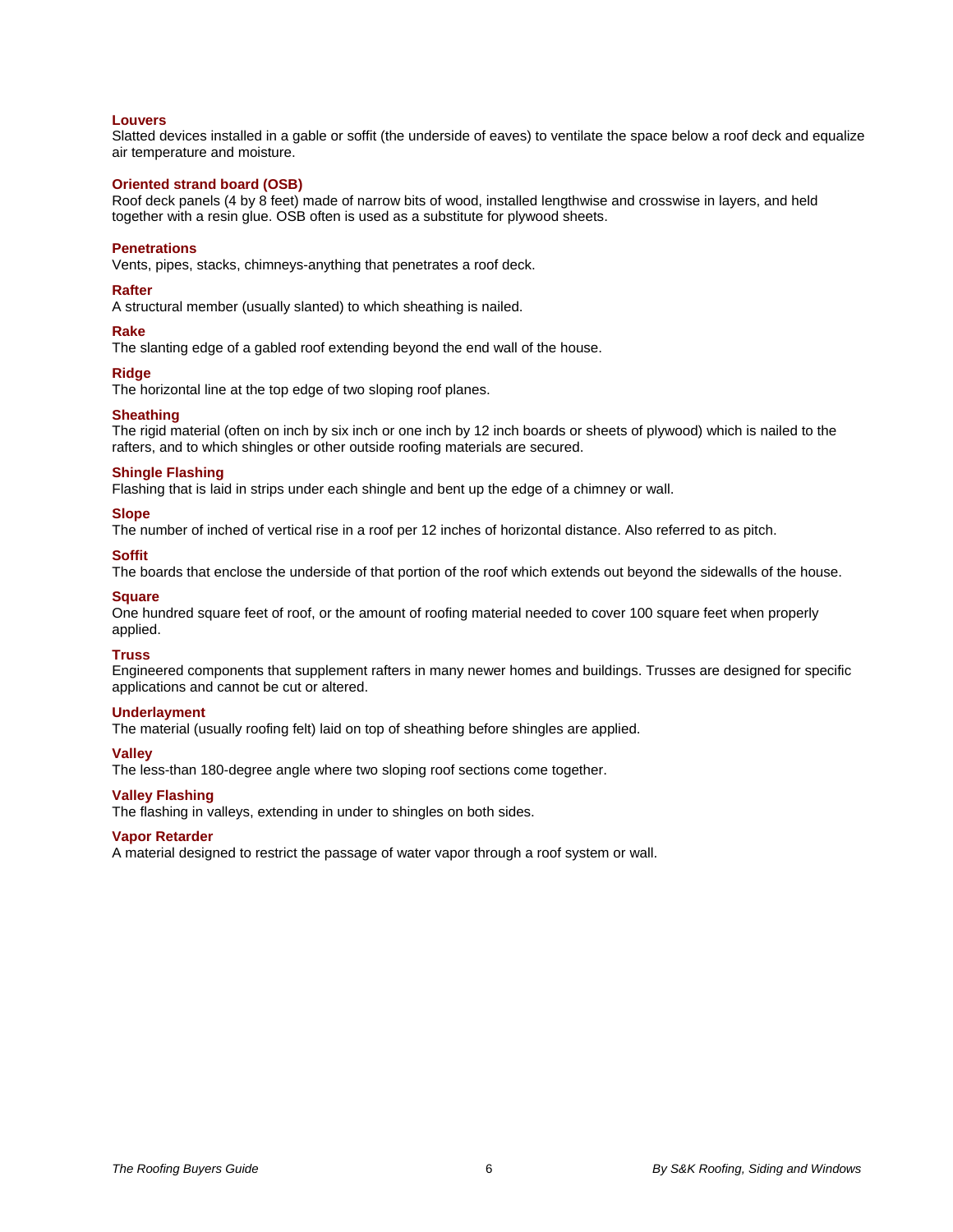**Louvers**
Slatted devices installed in a gable or soffit (the underside of eaves) to ventilate the space below a roof deck and equalize air temperature and moisture.

**Oriented strand board (OSB)**
Roof deck panels (4 by 8 feet) made of narrow bits of wood, installed lengthwise and crosswise in layers, and held together with a resin glue. OSB often is used as a substitute for plywood sheets.

**Penetrations**
Vents, pipes, stacks, chimneys-anything that penetrates a roof deck.

**Rafter**
A structural member (usually slanted) to which sheathing is nailed.

**Rake**
The slanting edge of a gabled roof extending beyond the end wall of the house.

**Ridge**
The horizontal line at the top edge of two sloping roof planes.

**Sheathing**
The rigid material (often on inch by six inch or one inch by 12 inch boards or sheets of plywood) which is nailed to the rafters, and to which shingles or other outside roofing materials are secured.

**Shingle Flashing**
Flashing that is laid in strips under each shingle and bent up the edge of a chimney or wall.

**Slope**
The number of inched of vertical rise in a roof per 12 inches of horizontal distance. Also referred to as pitch.

**Soffit**
The boards that enclose the underside of that portion of the roof which extends out beyond the sidewalls of the house.

**Square**
One hundred square feet of roof, or the amount of roofing material needed to cover 100 square feet when properly applied.

**Truss**
Engineered components that supplement rafters in many newer homes and buildings. Trusses are designed for specific applications and cannot be cut or altered.

**Underlayment**
The material (usually roofing felt) laid on top of sheathing before shingles are applied.

**Valley**
The less-than 180-degree angle where two sloping roof sections come together.

**Valley Flashing**
The flashing in valleys, extending in under to shingles on both sides.

**Vapor Retarder**
A material designed to restrict the passage of water vapor through a roof system or wall.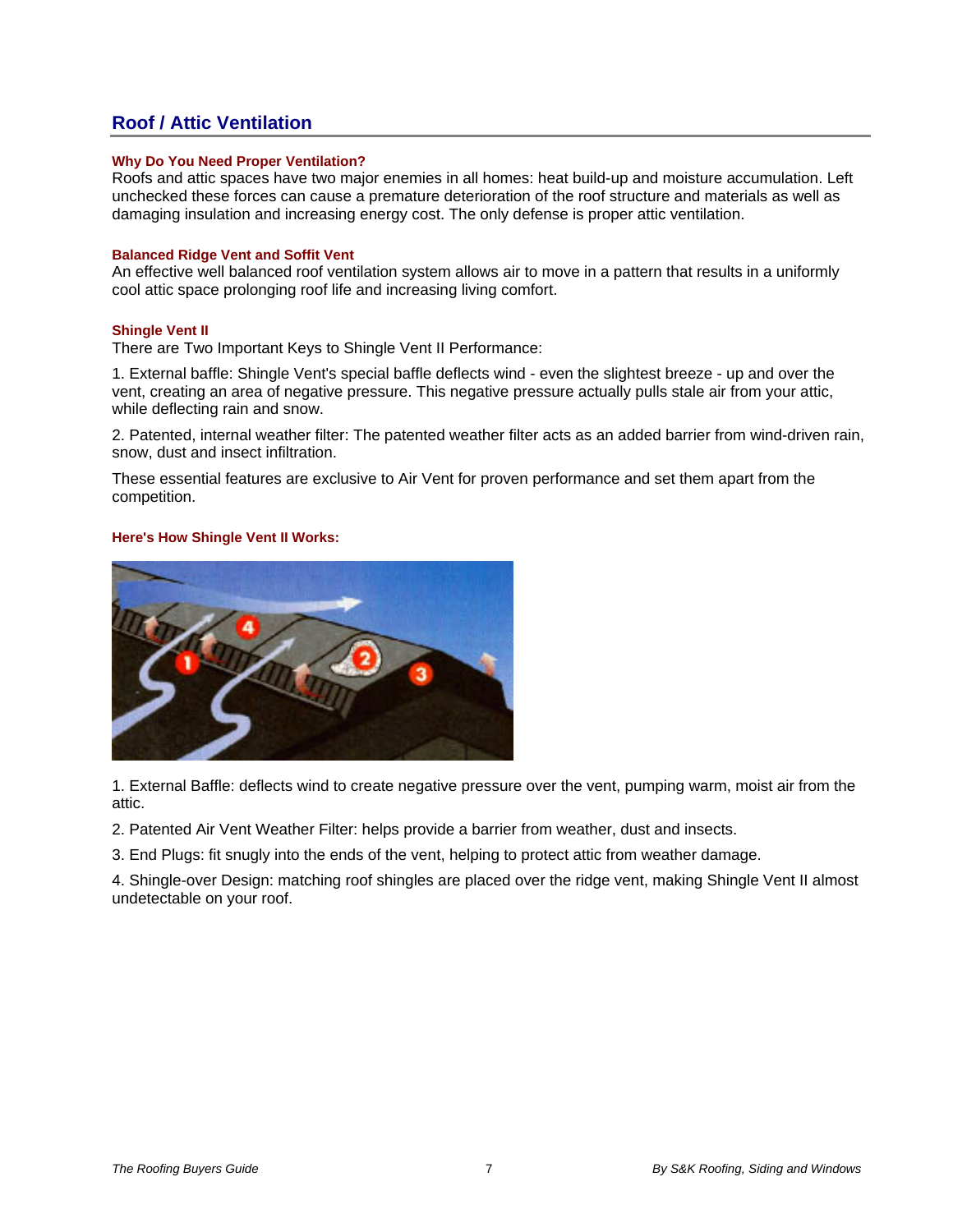## Roof / Attic Ventilation

### Why Do You Need Proper Ventilation?

Roofs and attic spaces have two major enemies in all homes: heat build-up and moisture accumulation. Left unchecked these forces can cause a premature deterioration of the roof structure and materials as well as damaging insulation and increasing energy cost. The only defense is proper attic ventilation.

### Balanced Ridge Vent and Soffit Vent

An effective well balanced roof ventilation system allows air to move in a pattern that results in a uniformly cool attic space prolonging roof life and increasing living comfort.

### Shingle Vent II

There are Two Important Keys to Shingle Vent II Performance:

1. External baffle: Shingle Vent's special baffle deflects wind - even the slightest breeze - up and over the vent, creating an area of negative pressure. This negative pressure actually pulls stale air from your attic, while deflecting rain and snow.

2. Patented, internal weather filter: The patented weather filter acts as an added barrier from wind-driven rain, snow, dust and insect infiltration.

These essential features are exclusive to Air Vent for proven performance and set them apart from the competition.

### Here's How Shingle Vent II Works:

1. External Baffle: deflects wind to create negative pressure over the vent, pumping warm, moist air from the attic.

2. Patented Air Vent Weather Filter: helps provide a barrier from weather, dust and insects.

3. End Plugs: fit snugly into the ends of the vent, helping to protect attic from weather damage.

4. Shingle-over Design: matching roof shingles are placed over the ridge vent, making Shingle Vent II almost undetectable on your roof.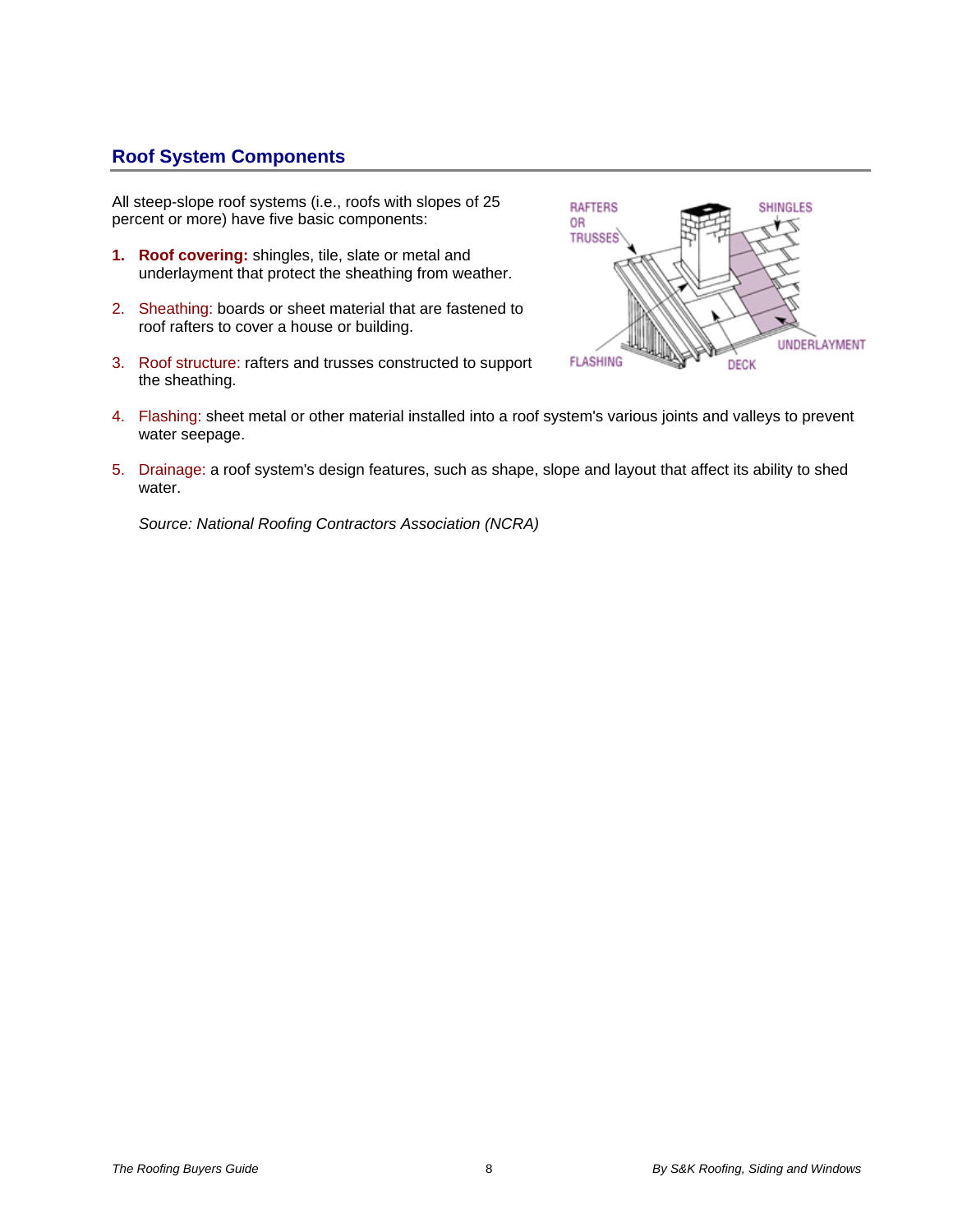## Roof System Components

All steep-slope roof systems (i.e., roofs with slopes of 25 percent or more) have five basic components:

1. **Roof covering:** shingles, tile, slate or metal and underlayment that protect the sheathing from weather.
2. Sheathing: boards or sheet material that are fastened to roof rafters to cover a house or building.
3. Roof structure: rafters and trusses constructed to support the sheathing.
4. Flashing: sheet metal or other material installed into a roof system's various joints and valleys to prevent water seepage.
5. Drainage: a roof system's design features, such as shape, slope and layout that affect its ability to shed water.

*Source: National Roofing Contractors Association (NCRA)*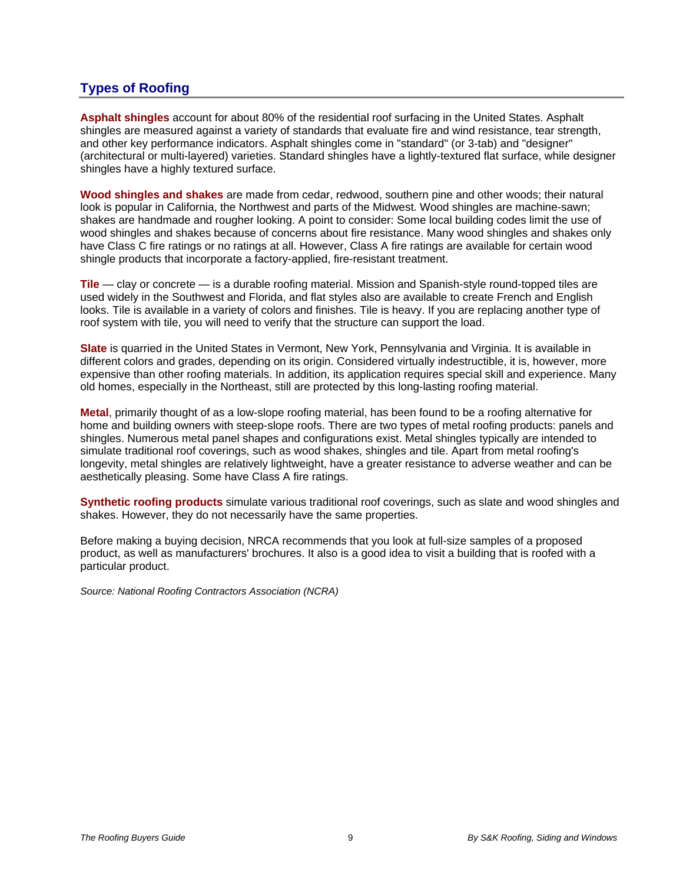## Types of Roofing

**Asphalt shingles** account for about 80% of the residential roof surfacing in the United States. Asphalt shingles are measured against a variety of standards that evaluate fire and wind resistance, tear strength, and other key performance indicators. Asphalt shingles come in "standard" (or 3-tab) and "designer" (architectural or multi-layered) varieties. Standard shingles have a lightly-textured flat surface, while designer shingles have a highly textured surface.

**Wood shingles and shakes** are made from cedar, redwood, southern pine and other woods; their natural look is popular in California, the Northwest and parts of the Midwest. Wood shingles are machine-sawn; shakes are handmade and rougher looking. A point to consider: Some local building codes limit the use of wood shingles and shakes because of concerns about fire resistance. Many wood shingles and shakes only have Class C fire ratings or no ratings at all. However, Class A fire ratings are available for certain wood shingle products that incorporate a factory-applied, fire-resistant treatment.

**Tile** — clay or concrete — is a durable roofing material. Mission and Spanish-style round-topped tiles are used widely in the Southwest and Florida, and flat styles also are available to create French and English looks. Tile is available in a variety of colors and finishes. Tile is heavy. If you are replacing another type of roof system with tile, you will need to verify that the structure can support the load.

**Slate** is quarried in the United States in Vermont, New York, Pennsylvania and Virginia. It is available in different colors and grades, depending on its origin. Considered virtually indestructible, it is, however, more expensive than other roofing materials. In addition, its application requires special skill and experience. Many old homes, especially in the Northeast, still are protected by this long-lasting roofing material.

**Metal**, primarily thought of as a low-slope roofing material, has been found to be a roofing alternative for home and building owners with steep-slope roofs. There are two types of metal roofing products: panels and shingles. Numerous metal panel shapes and configurations exist. Metal shingles typically are intended to simulate traditional roof coverings, such as wood shakes, shingles and tile. Apart from metal roofing's longevity, metal shingles are relatively lightweight, have a greater resistance to adverse weather and can be aesthetically pleasing. Some have Class A fire ratings.

**Synthetic roofing products** simulate various traditional roof coverings, such as slate and wood shingles and shakes. However, they do not necessarily have the same properties.

Before making a buying decision, NRCA recommends that you look at full-size samples of a proposed product, as well as manufacturers' brochures. It also is a good idea to visit a building that is roofed with a particular product.

*Source: National Roofing Contractors Association (NCRA)*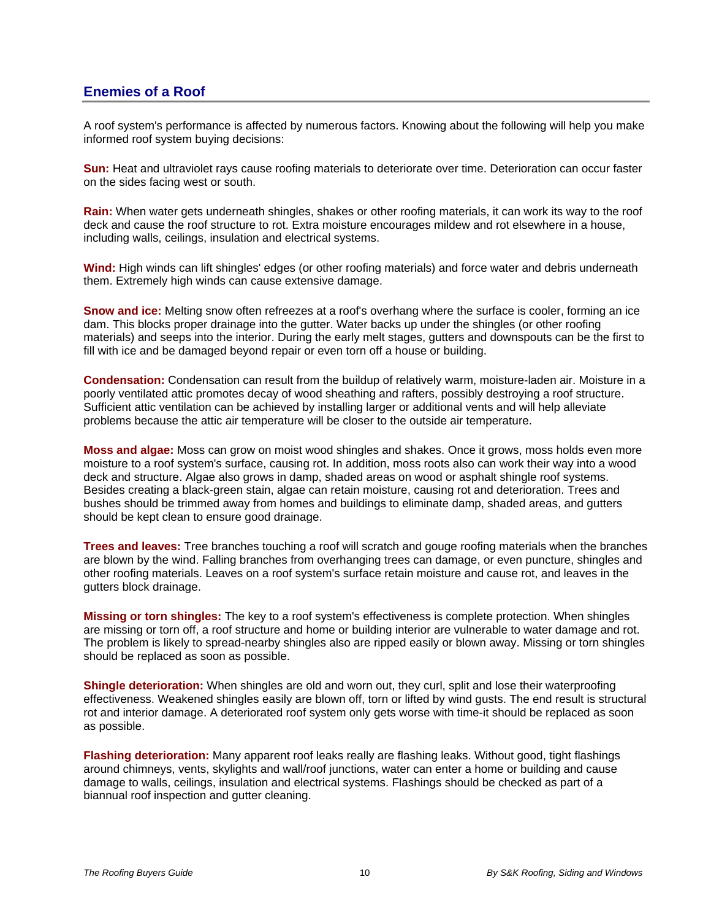## Enemies of a Roof

A roof system's performance is affected by numerous factors. Knowing about the following will help you make informed roof system buying decisions:

**Sun:** Heat and ultraviolet rays cause roofing materials to deteriorate over time. Deterioration can occur faster on the sides facing west or south.

**Rain:** When water gets underneath shingles, shakes or other roofing materials, it can work its way to the roof deck and cause the roof structure to rot. Extra moisture encourages mildew and rot elsewhere in a house, including walls, ceilings, insulation and electrical systems.

**Wind:** High winds can lift shingles' edges (or other roofing materials) and force water and debris underneath them. Extremely high winds can cause extensive damage.

**Snow and ice:** Melting snow often refreezes at a roof's overhang where the surface is cooler, forming an ice dam. This blocks proper drainage into the gutter. Water backs up under the shingles (or other roofing materials) and seeps into the interior. During the early melt stages, gutters and downspouts can be the first to fill with ice and be damaged beyond repair or even torn off a house or building.

**Condensation:** Condensation can result from the buildup of relatively warm, moisture-laden air. Moisture in a poorly ventilated attic promotes decay of wood sheathing and rafters, possibly destroying a roof structure. Sufficient attic ventilation can be achieved by installing larger or additional vents and will help alleviate problems because the attic air temperature will be closer to the outside air temperature.

**Moss and algae:** Moss can grow on moist wood shingles and shakes. Once it grows, moss holds even more moisture to a roof system's surface, causing rot. In addition, moss roots also can work their way into a wood deck and structure. Algae also grows in damp, shaded areas on wood or asphalt shingle roof systems. Besides creating a black-green stain, algae can retain moisture, causing rot and deterioration. Trees and bushes should be trimmed away from homes and buildings to eliminate damp, shaded areas, and gutters should be kept clean to ensure good drainage.

**Trees and leaves:** Tree branches touching a roof will scratch and gouge roofing materials when the branches are blown by the wind. Falling branches from overhanging trees can damage, or even puncture, shingles and other roofing materials. Leaves on a roof system's surface retain moisture and cause rot, and leaves in the gutters block drainage.

**Missing or torn shingles:** The key to a roof system's effectiveness is complete protection. When shingles are missing or torn off, a roof structure and home or building interior are vulnerable to water damage and rot. The problem is likely to spread-nearby shingles also are ripped easily or blown away. Missing or torn shingles should be replaced as soon as possible.

**Shingle deterioration:** When shingles are old and worn out, they curl, split and lose their waterproofing effectiveness. Weakened shingles easily are blown off, torn or lifted by wind gusts. The end result is structural rot and interior damage. A deteriorated roof system only gets worse with time-it should be replaced as soon as possible.

**Flashing deterioration:** Many apparent roof leaks really are flashing leaks. Without good, tight flashings around chimneys, vents, skylights and wall/roof junctions, water can enter a home or building and cause damage to walls, ceilings, insulation and electrical systems. Flashings should be checked as part of a biannual roof inspection and gutter cleaning.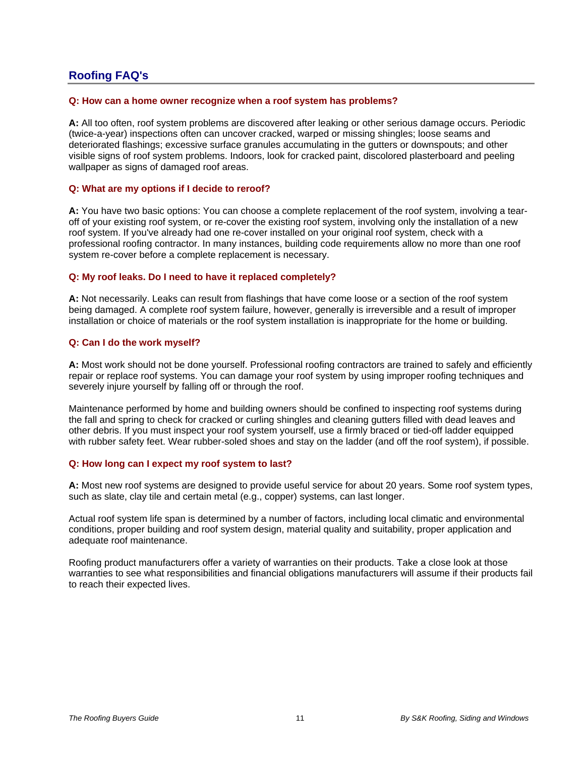## Roofing FAQ's

**Q: How can a home owner recognize when a roof system has problems?**

**A:** All too often, roof system problems are discovered after leaking or other serious damage occurs. Periodic (twice-a-year) inspections often can uncover cracked, warped or missing shingles; loose seams and deteriorated flashings; excessive surface granules accumulating in the gutters or downspouts; and other visible signs of roof system problems. Indoors, look for cracked paint, discolored plasterboard and peeling wallpaper as signs of damaged roof areas.

**Q: What are my options if I decide to reroof?**

**A:** You have two basic options: You can choose a complete replacement of the roof system, involving a tear-off of your existing roof system, or re-cover the existing roof system, involving only the installation of a new roof system. If you've already had one re-cover installed on your original roof system, check with a professional roofing contractor. In many instances, building code requirements allow no more than one roof system re-cover before a complete replacement is necessary.

**Q: My roof leaks. Do I need to have it replaced completely?**

**A:** Not necessarily. Leaks can result from flashings that have come loose or a section of the roof system being damaged. A complete roof system failure, however, generally is irreversible and a result of improper installation or choice of materials or the roof system installation is inappropriate for the home or building.

**Q: Can I do the work myself?**

**A:** Most work should not be done yourself. Professional roofing contractors are trained to safely and efficiently repair or replace roof systems. You can damage your roof system by using improper roofing techniques and severely injure yourself by falling off or through the roof.

Maintenance performed by home and building owners should be confined to inspecting roof systems during the fall and spring to check for cracked or curling shingles and cleaning gutters filled with dead leaves and other debris. If you must inspect your roof system yourself, use a firmly braced or tied-off ladder equipped with rubber safety feet. Wear rubber-soled shoes and stay on the ladder (and off the roof system), if possible.

**Q: How long can I expect my roof system to last?**

**A:** Most new roof systems are designed to provide useful service for about 20 years. Some roof system types, such as slate, clay tile and certain metal (e.g., copper) systems, can last longer.

Actual roof system life span is determined by a number of factors, including local climatic and environmental conditions, proper building and roof system design, material quality and suitability, proper application and adequate roof maintenance.

Roofing product manufacturers offer a variety of warranties on their products. Take a close look at those warranties to see what responsibilities and financial obligations manufacturers will assume if their products fail to reach their expected lives.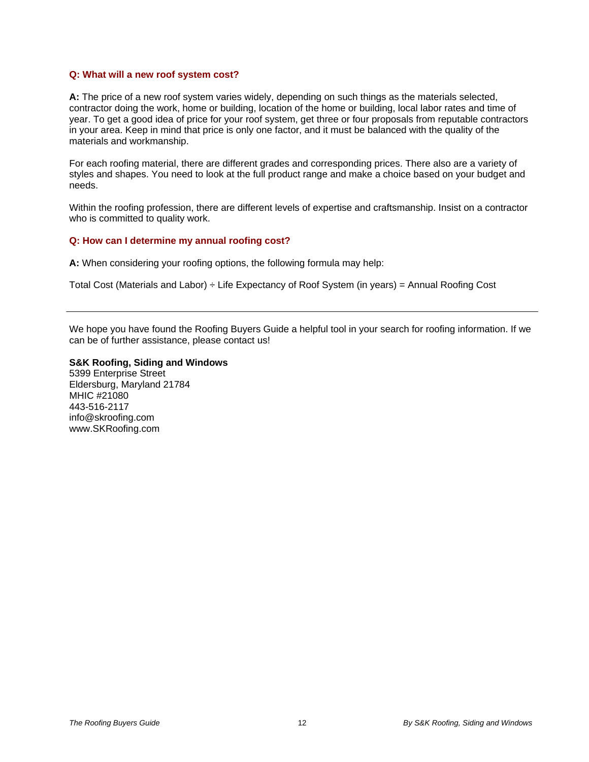**Q: What will a new roof system cost?**

**A:** The price of a new roof system varies widely, depending on such things as the materials selected, contractor doing the work, home or building, location of the home or building, local labor rates and time of year. To get a good idea of price for your roof system, get three or four proposals from reputable contractors in your area. Keep in mind that price is only one factor, and it must be balanced with the quality of the materials and workmanship.

For each roofing material, there are different grades and corresponding prices. There also are a variety of styles and shapes. You need to look at the full product range and make a choice based on your budget and needs.

Within the roofing profession, there are different levels of expertise and craftsmanship. Insist on a contractor who is committed to quality work.

**Q: How can I determine my annual roofing cost?**

**A:** When considering your roofing options, the following formula may help:

Total Cost (Materials and Labor) ÷ Life Expectancy of Roof System (in years) = Annual Roofing Cost

---

We hope you have found the Roofing Buyers Guide a helpful tool in your search for roofing information. If we can be of further assistance, please contact us!

**S&K Roofing, Siding and Windows**
5399 Enterprise Street
Eldersburg, Maryland 21784
MHIC #21080
443-516-2117
info@skroofing.com
www.SKRoofing.com